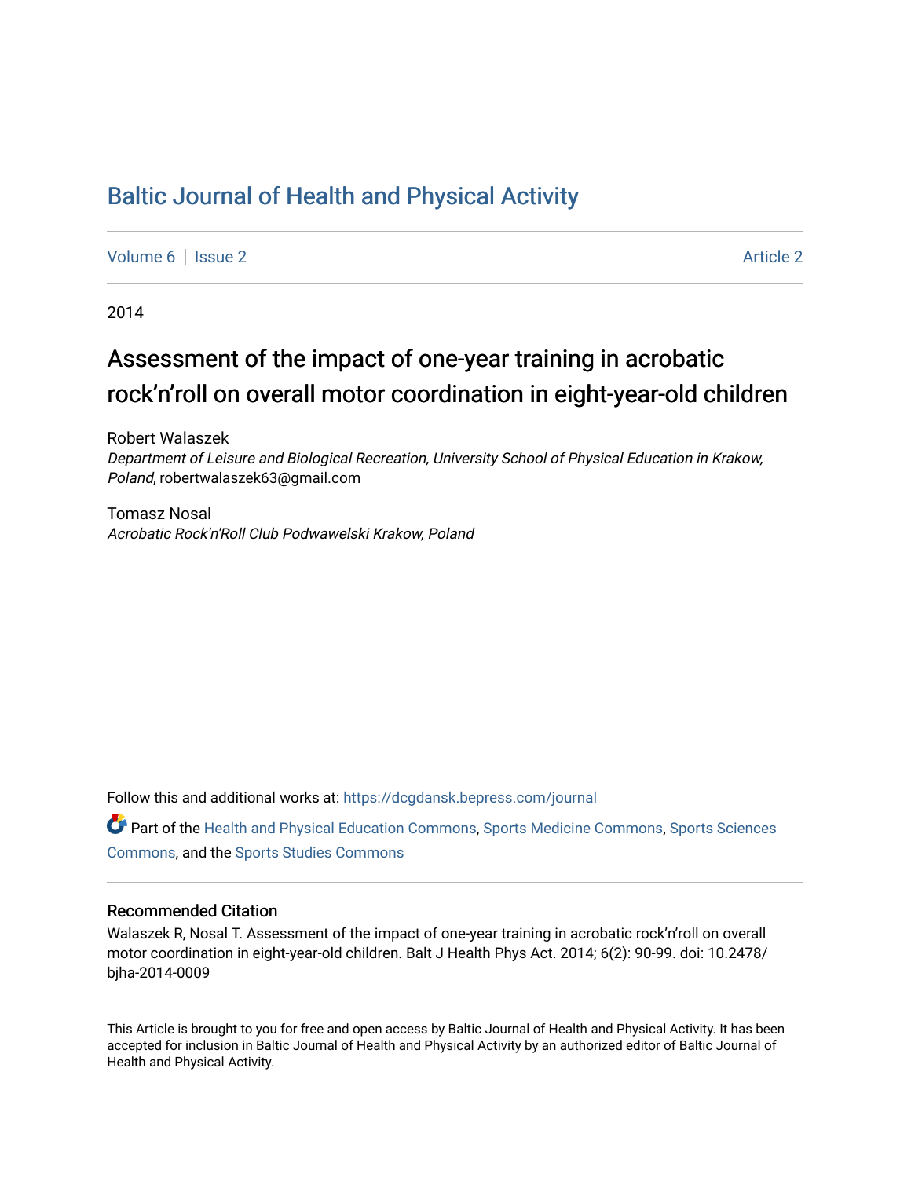# Baltic Journal of Health and Physical Activity

Volume 6 | Issue 2 Article 2

2014

## Assessment of the impact of one-year training in acrobatic rock'n'roll on overall motor coordination in eight-year-old children

Robert Walaszek
*Department of Leisure and Biological Recreation, University School of Physical Education in Krakow, Poland*, robertwalaszek63@gmail.com

Tomasz Nosal
*Acrobatic Rock'n'Roll Club Podwawelski Krakow, Poland*

Follow this and additional works at: https://dcgdansk.bepress.com/journal

Part of the Health and Physical Education Commons, Sports Medicine Commons, Sports Sciences Commons, and the Sports Studies Commons

### Recommended Citation

Walaszek R, Nosal T. Assessment of the impact of one-year training in acrobatic rock'n'roll on overall motor coordination in eight-year-old children. Balt J Health Phys Act. 2014; 6(2): 90-99. doi: 10.2478/bjha-2014-0009

This Article is brought to you for free and open access by Baltic Journal of Health and Physical Activity. It has been accepted for inclusion in Baltic Journal of Health and Physical Activity by an authorized editor of Baltic Journal of Health and Physical Activity.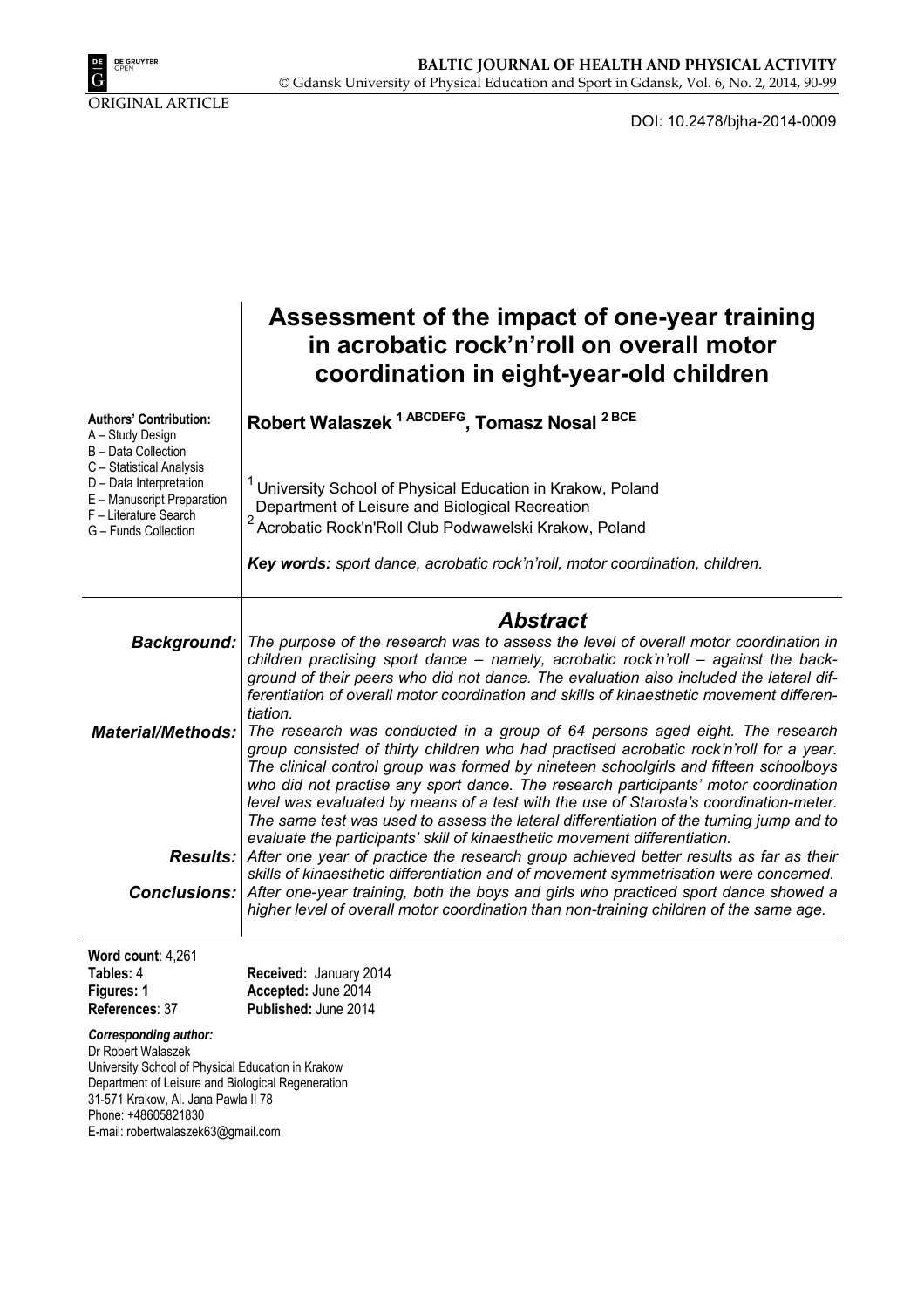ORIGINAL ARTICLE

DOI: 10.2478/bjha-2014-0009

# Assessment of the impact of one-year training in acrobatic rock'n'roll on overall motor coordination in eight-year-old children

**Authors' Contribution:**
A – Study Design
B – Data Collection
C – Statistical Analysis
D – Data Interpretation
E – Manuscript Preparation
F – Literature Search
G – Funds Collection

**Robert Walaszek [1 ABCDEFG], Tomasz Nosal [2 BCE]**

[1] University School of Physical Education in Krakow, Poland
Department of Leisure and Biological Recreation
[2] Acrobatic Rock'n'Roll Club Podwawelski Krakow, Poland

***Key words:*** *sport dance, acrobatic rock'n'roll, motor coordination, children.*

## Abstract

***Background:*** *The purpose of the research was to assess the level of overall motor coordination in children practising sport dance – namely, acrobatic rock'n'roll – against the background of their peers who did not dance. The evaluation also included the lateral differentiation of overall motor coordination and skills of kinaesthetic movement differentiation.*

***Material/Methods:*** *The research was conducted in a group of 64 persons aged eight. The research group consisted of thirty children who had practised acrobatic rock'n'roll for a year. The clinical control group was formed by nineteen schoolgirls and fifteen schoolboys who did not practise any sport dance. The research participants' motor coordination level was evaluated by means of a test with the use of Starosta's coordination-meter. The same test was used to assess the lateral differentiation of the turning jump and to evaluate the participants' skill of kinaesthetic movement differentiation.*

***Results:*** *After one year of practice the research group achieved better results as far as their skills of kinaesthetic differentiation and of movement symmetrisation were concerned.*

***Conclusions:*** *After one-year training, both the boys and girls who practiced sport dance showed a higher level of overall motor coordination than non-training children of the same age.*

**Word count**: 4,261
**Tables:** 4
**Figures: 1**
**References**: 37

**Received:** January 2014
**Accepted:** June 2014
**Published:** June 2014

***Corresponding author:***
Dr Robert Walaszek
University School of Physical Education in Krakow
Department of Leisure and Biological Regeneration
31-571 Krakow, Al. Jana Pawla II 78
Phone: +48605821830
E-mail: robertwalaszek63@gmail.com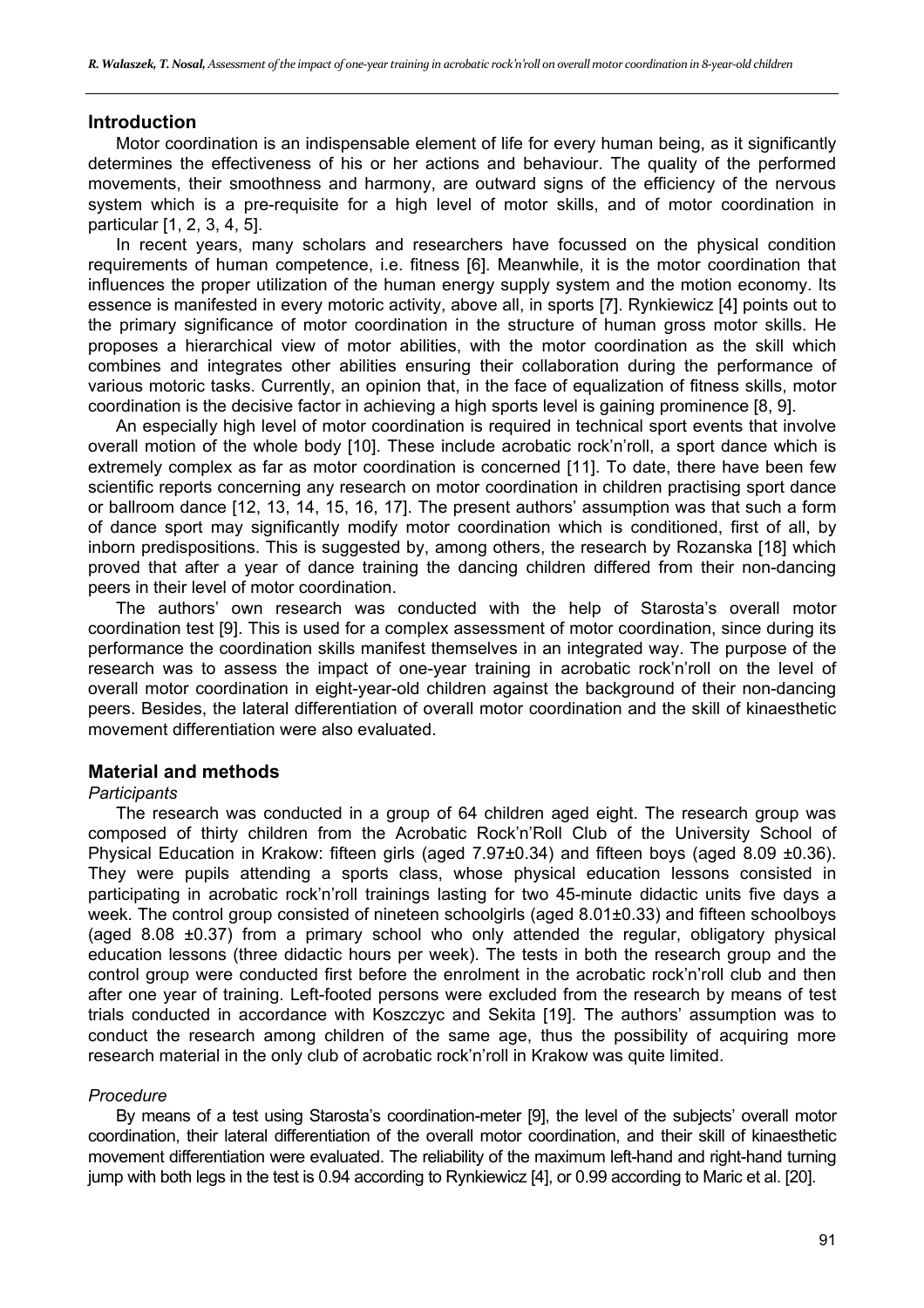## Introduction

Motor coordination is an indispensable element of life for every human being, as it significantly determines the effectiveness of his or her actions and behaviour. The quality of the performed movements, their smoothness and harmony, are outward signs of the efficiency of the nervous system which is a pre-requisite for a high level of motor skills, and of motor coordination in particular [1, 2, 3, 4, 5].

In recent years, many scholars and researchers have focussed on the physical condition requirements of human competence, i.e. fitness [6]. Meanwhile, it is the motor coordination that influences the proper utilization of the human energy supply system and the motion economy. Its essence is manifested in every motoric activity, above all, in sports [7]. Rynkiewicz [4] points out to the primary significance of motor coordination in the structure of human gross motor skills. He proposes a hierarchical view of motor abilities, with the motor coordination as the skill which combines and integrates other abilities ensuring their collaboration during the performance of various motoric tasks. Currently, an opinion that, in the face of equalization of fitness skills, motor coordination is the decisive factor in achieving a high sports level is gaining prominence [8, 9].

An especially high level of motor coordination is required in technical sport events that involve overall motion of the whole body [10]. These include acrobatic rock'n'roll, a sport dance which is extremely complex as far as motor coordination is concerned [11]. To date, there have been few scientific reports concerning any research on motor coordination in children practising sport dance or ballroom dance [12, 13, 14, 15, 16, 17]. The present authors' assumption was that such a form of dance sport may significantly modify motor coordination which is conditioned, first of all, by inborn predispositions. This is suggested by, among others, the research by Rozanska [18] which proved that after a year of dance training the dancing children differed from their non-dancing peers in their level of motor coordination.

The authors' own research was conducted with the help of Starosta's overall motor coordination test [9]. This is used for a complex assessment of motor coordination, since during its performance the coordination skills manifest themselves in an integrated way. The purpose of the research was to assess the impact of one-year training in acrobatic rock'n'roll on the level of overall motor coordination in eight-year-old children against the background of their non-dancing peers. Besides, the lateral differentiation of overall motor coordination and the skill of kinaesthetic movement differentiation were also evaluated.

## Material and methods

### *Participants*

The research was conducted in a group of 64 children aged eight. The research group was composed of thirty children from the Acrobatic Rock'n'Roll Club of the University School of Physical Education in Krakow: fifteen girls (aged 7.97±0.34) and fifteen boys (aged 8.09 ±0.36). They were pupils attending a sports class, whose physical education lessons consisted in participating in acrobatic rock'n'roll trainings lasting for two 45-minute didactic units five days a week. The control group consisted of nineteen schoolgirls (aged 8.01±0.33) and fifteen schoolboys (aged 8.08 ±0.37) from a primary school who only attended the regular, obligatory physical education lessons (three didactic hours per week). The tests in both the research group and the control group were conducted first before the enrolment in the acrobatic rock'n'roll club and then after one year of training. Left-footed persons were excluded from the research by means of test trials conducted in accordance with Koszczyc and Sekita [19]. The authors' assumption was to conduct the research among children of the same age, thus the possibility of acquiring more research material in the only club of acrobatic rock'n'roll in Krakow was quite limited.

### *Procedure*

By means of a test using Starosta's coordination-meter [9], the level of the subjects' overall motor coordination, their lateral differentiation of the overall motor coordination, and their skill of kinaesthetic movement differentiation were evaluated. The reliability of the maximum left-hand and right-hand turning jump with both legs in the test is 0.94 according to Rynkiewicz [4], or 0.99 according to Maric et al. [20].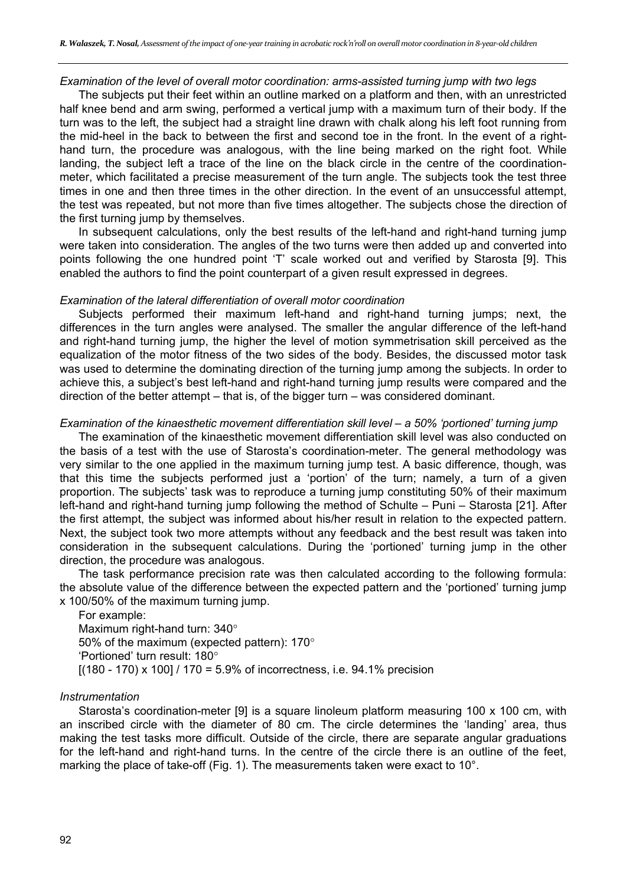*Examination of the level of overall motor coordination: arms-assisted turning jump with two legs*

The subjects put their feet within an outline marked on a platform and then, with an unrestricted half knee bend and arm swing, performed a vertical jump with a maximum turn of their body. If the turn was to the left, the subject had a straight line drawn with chalk along his left foot running from the mid-heel in the back to between the first and second toe in the front. In the event of a right-hand turn, the procedure was analogous, with the line being marked on the right foot. While landing, the subject left a trace of the line on the black circle in the centre of the coordination-meter, which facilitated a precise measurement of the turn angle. The subjects took the test three times in one and then three times in the other direction. In the event of an unsuccessful attempt, the test was repeated, but not more than five times altogether. The subjects chose the direction of the first turning jump by themselves.

In subsequent calculations, only the best results of the left-hand and right-hand turning jump were taken into consideration. The angles of the two turns were then added up and converted into points following the one hundred point 'T' scale worked out and verified by Starosta [9]. This enabled the authors to find the point counterpart of a given result expressed in degrees.

*Examination of the lateral differentiation of overall motor coordination*

Subjects performed their maximum left-hand and right-hand turning jumps; next, the differences in the turn angles were analysed. The smaller the angular difference of the left-hand and right-hand turning jump, the higher the level of motion symmetrisation skill perceived as the equalization of the motor fitness of the two sides of the body. Besides, the discussed motor task was used to determine the dominating direction of the turning jump among the subjects. In order to achieve this, a subject's best left-hand and right-hand turning jump results were compared and the direction of the better attempt – that is, of the bigger turn – was considered dominant.

*Examination of the kinaesthetic movement differentiation skill level – a 50% 'portioned' turning jump*

The examination of the kinaesthetic movement differentiation skill level was also conducted on the basis of a test with the use of Starosta's coordination-meter. The general methodology was very similar to the one applied in the maximum turning jump test. A basic difference, though, was that this time the subjects performed just a 'portion' of the turn; namely, a turn of a given proportion. The subjects' task was to reproduce a turning jump constituting 50% of their maximum left-hand and right-hand turning jump following the method of Schulte – Puni – Starosta [21]. After the first attempt, the subject was informed about his/her result in relation to the expected pattern. Next, the subject took two more attempts without any feedback and the best result was taken into consideration in the subsequent calculations. During the 'portioned' turning jump in the other direction, the procedure was analogous.

The task performance precision rate was then calculated according to the following formula: the absolute value of the difference between the expected pattern and the 'portioned' turning jump x 100/50% of the maximum turning jump.

For example:
Maximum right-hand turn: 340°
50% of the maximum (expected pattern): 170°
'Portioned' turn result: 180°
$[(180 - 170) \times 100] / 170 = 5.9\%$ of incorrectness, i.e. 94.1% precision

*Instrumentation*

Starosta's coordination-meter [9] is a square linoleum platform measuring 100 x 100 cm, with an inscribed circle with the diameter of 80 cm. The circle determines the 'landing' area, thus making the test tasks more difficult. Outside of the circle, there are separate angular graduations for the left-hand and right-hand turns. In the centre of the circle there is an outline of the feet, marking the place of take-off (Fig. 1). The measurements taken were exact to 10°.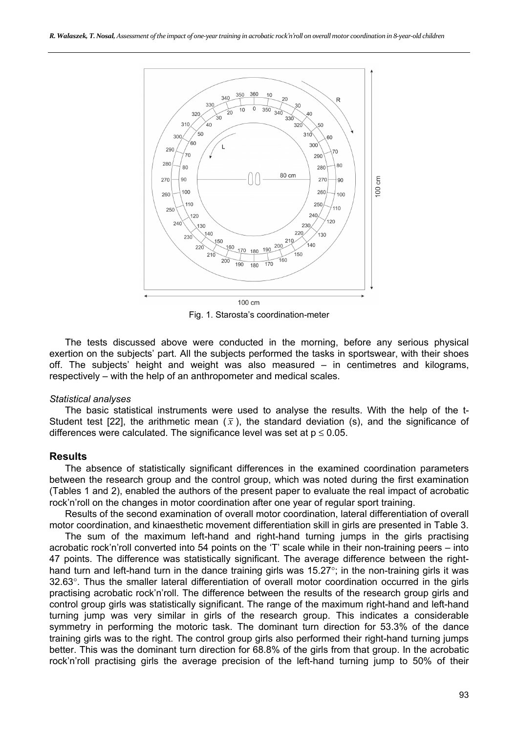Fig. 1. Starosta's coordination-meter

The tests discussed above were conducted in the morning, before any serious physical exertion on the subjects' part. All the subjects performed the tasks in sportswear, with their shoes off. The subjects' height and weight was also measured – in centimetres and kilograms, respectively – with the help of an anthropometer and medical scales.

*Statistical analyses*

The basic statistical instruments were used to analyse the results. With the help of the t-Student test [22], the arithmetic mean ($\bar{x}$), the standard deviation (s), and the significance of differences were calculated. The significance level was set at $p \leq 0.05$.

## Results

The absence of statistically significant differences in the examined coordination parameters between the research group and the control group, which was noted during the first examination (Tables 1 and 2), enabled the authors of the present paper to evaluate the real impact of acrobatic rock'n'roll on the changes in motor coordination after one year of regular sport training.

Results of the second examination of overall motor coordination, lateral differentiation of overall motor coordination, and kinaesthetic movement differentiation skill in girls are presented in Table 3.

The sum of the maximum left-hand and right-hand turning jumps in the girls practising acrobatic rock'n'roll converted into 54 points on the 'T' scale while in their non-training peers – into 47 points. The difference was statistically significant. The average difference between the right-hand turn and left-hand turn in the dance training girls was 15.27°; in the non-training girls it was 32.63°. Thus the smaller lateral differentiation of overall motor coordination occurred in the girls practising acrobatic rock'n'roll. The difference between the results of the research group girls and control group girls was statistically significant. The range of the maximum right-hand and left-hand turning jump was very similar in girls of the research group. This indicates a considerable symmetry in performing the motoric task. The dominant turn direction for 53.3% of the dance training girls was to the right. The control group girls also performed their right-hand turning jumps better. This was the dominant turn direction for 68.8% of the girls from that group. In the acrobatic rock'n'roll practising girls the average precision of the left-hand turning jump to 50% of their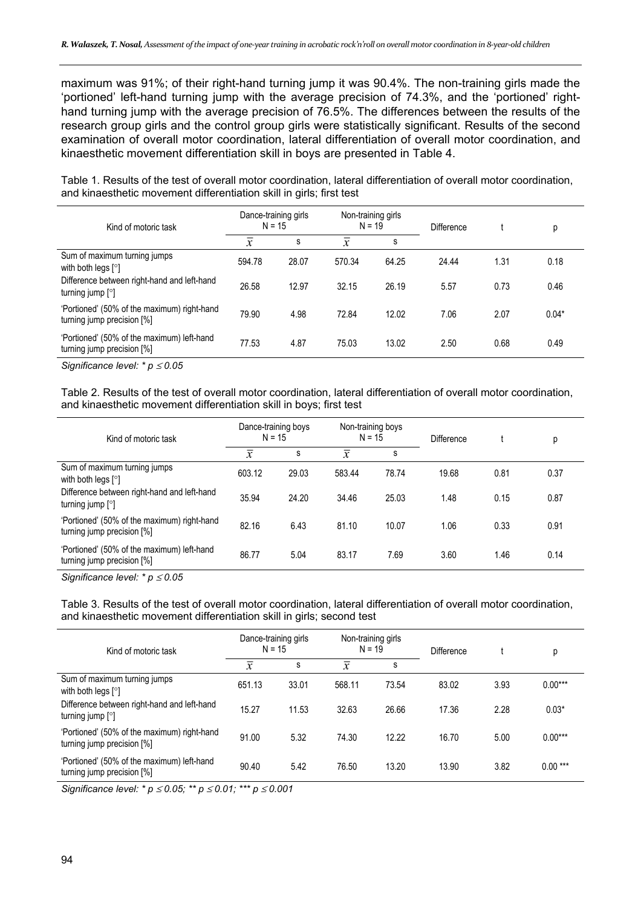maximum was 91%; of their right-hand turning jump it was 90.4%. The non-training girls made the 'portioned' left-hand turning jump with the average precision of 74.3%, and the 'portioned' right-hand turning jump with the average precision of 76.5%. The differences between the results of the research group girls and the control group girls were statistically significant. Results of the second examination of overall motor coordination, lateral differentiation of overall motor coordination, and kinaesthetic movement differentiation skill in boys are presented in Table 4.

Table 1. Results of the test of overall motor coordination, lateral differentiation of overall motor coordination, and kinaesthetic movement differentiation skill in girls; first test

| Kind of motoric task | Dance-training girls N = 15 | | Non-training girls N = 19 | | Difference | t | p |
|---|---|---|---|---|---|---|---|
| | $\bar{x}$ | s | $\bar{x}$ | s | | | |
| Sum of maximum turning jumps with both legs [°] | 594.78 | 28.07 | 570.34 | 64.25 | 24.44 | 1.31 | 0.18 |
| Difference between right-hand and left-hand turning jump [°] | 26.58 | 12.97 | 32.15 | 26.19 | 5.57 | 0.73 | 0.46 |
| 'Portioned' (50% of the maximum) right-hand turning jump precision [%] | 79.90 | 4.98 | 72.84 | 12.02 | 7.06 | 2.07 | 0.04* |
| 'Portioned' (50% of the maximum) left-hand turning jump precision [%] | 77.53 | 4.87 | 75.03 | 13.02 | 2.50 | 0.68 | 0.49 |

*Significance level: * $p \leq 0.05$*

Table 2. Results of the test of overall motor coordination, lateral differentiation of overall motor coordination, and kinaesthetic movement differentiation skill in boys; first test

| Kind of motoric task | Dance-training boys N = 15 | | Non-training boys N = 15 | | Difference | t | p |
|---|---|---|---|---|---|---|---|
| | $\bar{x}$ | s | $\bar{x}$ | s | | | |
| Sum of maximum turning jumps with both legs [°] | 603.12 | 29.03 | 583.44 | 78.74 | 19.68 | 0.81 | 0.37 |
| Difference between right-hand and left-hand turning jump [°] | 35.94 | 24.20 | 34.46 | 25.03 | 1.48 | 0.15 | 0.87 |
| 'Portioned' (50% of the maximum) right-hand turning jump precision [%] | 82.16 | 6.43 | 81.10 | 10.07 | 1.06 | 0.33 | 0.91 |
| 'Portioned' (50% of the maximum) left-hand turning jump precision [%] | 86.77 | 5.04 | 83.17 | 7.69 | 3.60 | 1.46 | 0.14 |

*Significance level: * $p \leq 0.05$*

Table 3. Results of the test of overall motor coordination, lateral differentiation of overall motor coordination, and kinaesthetic movement differentiation skill in girls; second test

| Kind of motoric task | Dance-training girls N = 15 | | Non-training girls N = 19 | | Difference | t | p |
|---|---|---|---|---|---|---|---|
| | $\bar{x}$ | s | $\bar{x}$ | s | | | |
| Sum of maximum turning jumps with both legs [°] | 651.13 | 33.01 | 568.11 | 73.54 | 83.02 | 3.93 | 0.00*** |
| Difference between right-hand and left-hand turning jump [°] | 15.27 | 11.53 | 32.63 | 26.66 | 17.36 | 2.28 | 0.03* |
| 'Portioned' (50% of the maximum) right-hand turning jump precision [%] | 91.00 | 5.32 | 74.30 | 12.22 | 16.70 | 5.00 | 0.00*** |
| 'Portioned' (50% of the maximum) left-hand turning jump precision [%] | 90.40 | 5.42 | 76.50 | 13.20 | 13.90 | 3.82 | 0.00 *** |

*Significance level: * $p \leq 0.05$; ** $p \leq 0.01$; *** $p \leq 0.001$*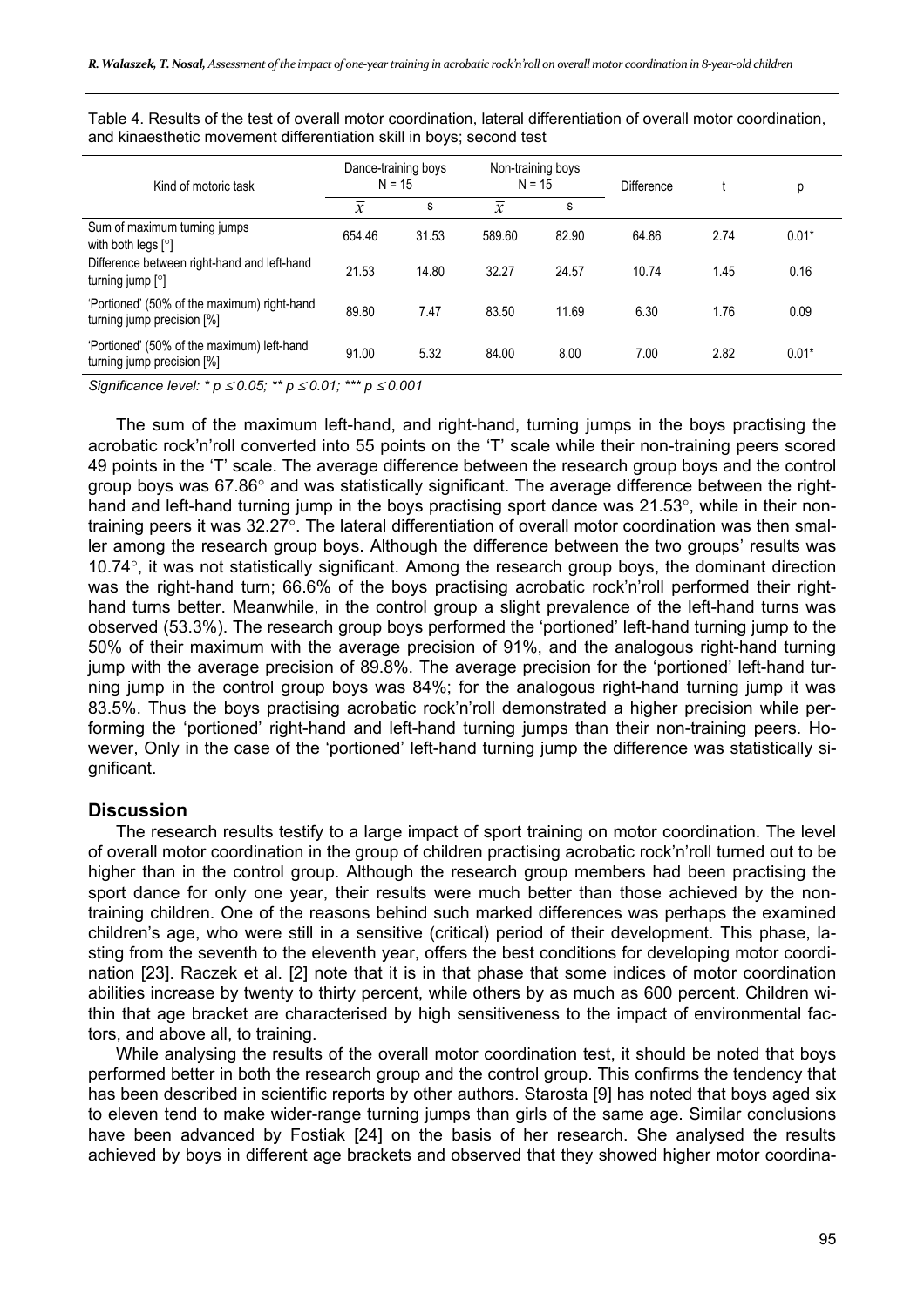Table 4. Results of the test of overall motor coordination, lateral differentiation of overall motor coordination, and kinaesthetic movement differentiation skill in boys; second test

| Kind of motoric task | Dance-training boys N = 15 | | Non-training boys N = 15 | | Difference | t | p |
|---|---|---|---|---|---|---|---|
| | $\bar{x}$ | s | $\bar{x}$ | s | | | |
| Sum of maximum turning jumps with both legs [°] | 654.46 | 31.53 | 589.60 | 82.90 | 64.86 | 2.74 | 0.01* |
| Difference between right-hand and left-hand turning jump [°] | 21.53 | 14.80 | 32.27 | 24.57 | 10.74 | 1.45 | 0.16 |
| 'Portioned' (50% of the maximum) right-hand turning jump precision [%] | 89.80 | 7.47 | 83.50 | 11.69 | 6.30 | 1.76 | 0.09 |
| 'Portioned' (50% of the maximum) left-hand turning jump precision [%] | 91.00 | 5.32 | 84.00 | 8.00 | 7.00 | 2.82 | 0.01* |

*Significance level: * $p \leq 0.05$; ** $p \leq 0.01$; *** $p \leq 0.001$*

The sum of the maximum left-hand, and right-hand, turning jumps in the boys practising the acrobatic rock'n'roll converted into 55 points on the 'T' scale while their non-training peers scored 49 points in the 'T' scale. The average difference between the research group boys and the control group boys was 67.86° and was statistically significant. The average difference between the right-hand and left-hand turning jump in the boys practising sport dance was 21.53°, while in their non-training peers it was 32.27°. The lateral differentiation of overall motor coordination was then smaller among the research group boys. Although the difference between the two groups' results was 10.74°, it was not statistically significant. Among the research group boys, the dominant direction was the right-hand turn; 66.6% of the boys practising acrobatic rock'n'roll performed their right-hand turns better. Meanwhile, in the control group a slight prevalence of the left-hand turns was observed (53.3%). The research group boys performed the 'portioned' left-hand turning jump to the 50% of their maximum with the average precision of 91%, and the analogous right-hand turning jump with the average precision of 89.8%. The average precision for the 'portioned' left-hand turning jump in the control group boys was 84%; for the analogous right-hand turning jump it was 83.5%. Thus the boys practising acrobatic rock'n'roll demonstrated a higher precision while performing the 'portioned' right-hand and left-hand turning jumps than their non-training peers. However, Only in the case of the 'portioned' left-hand turning jump the difference was statistically significant.

## Discussion

The research results testify to a large impact of sport training on motor coordination. The level of overall motor coordination in the group of children practising acrobatic rock'n'roll turned out to be higher than in the control group. Although the research group members had been practising the sport dance for only one year, their results were much better than those achieved by the non-training children. One of the reasons behind such marked differences was perhaps the examined children's age, who were still in a sensitive (critical) period of their development. This phase, lasting from the seventh to the eleventh year, offers the best conditions for developing motor coordination [23]. Raczek et al. [2] note that it is in that phase that some indices of motor coordination abilities increase by twenty to thirty percent, while others by as much as 600 percent. Children within that age bracket are characterised by high sensitiveness to the impact of environmental factors, and above all, to training.

While analysing the results of the overall motor coordination test, it should be noted that boys performed better in both the research group and the control group. This confirms the tendency that has been described in scientific reports by other authors. Starosta [9] has noted that boys aged six to eleven tend to make wider-range turning jumps than girls of the same age. Similar conclusions have been advanced by Fostiak [24] on the basis of her research. She analysed the results achieved by boys in different age brackets and observed that they showed higher motor coordina-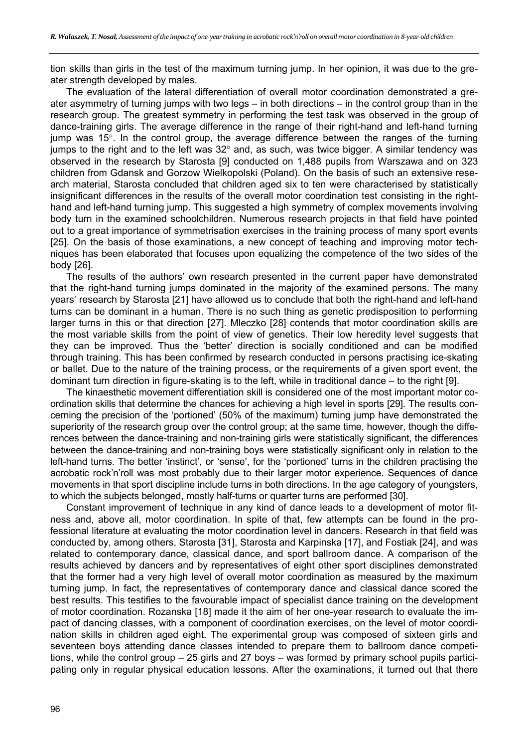tion skills than girls in the test of the maximum turning jump. In her opinion, it was due to the greater strength developed by males.

The evaluation of the lateral differentiation of overall motor coordination demonstrated a greater asymmetry of turning jumps with two legs – in both directions – in the control group than in the research group. The greatest symmetry in performing the test task was observed in the group of dance-training girls. The average difference in the range of their right-hand and left-hand turning jump was 15°. In the control group, the average difference between the ranges of the turning jumps to the right and to the left was 32° and, as such, was twice bigger. A similar tendency was observed in the research by Starosta [9] conducted on 1,488 pupils from Warszawa and on 323 children from Gdansk and Gorzow Wielkopolski (Poland). On the basis of such an extensive research material, Starosta concluded that children aged six to ten were characterised by statistically insignificant differences in the results of the overall motor coordination test consisting in the right-hand and left-hand turning jump. This suggested a high symmetry of complex movements involving body turn in the examined schoolchildren. Numerous research projects in that field have pointed out to a great importance of symmetrisation exercises in the training process of many sport events [25]. On the basis of those examinations, a new concept of teaching and improving motor techniques has been elaborated that focuses upon equalizing the competence of the two sides of the body [26].

The results of the authors' own research presented in the current paper have demonstrated that the right-hand turning jumps dominated in the majority of the examined persons. The many years' research by Starosta [21] have allowed us to conclude that both the right-hand and left-hand turns can be dominant in a human. There is no such thing as genetic predisposition to performing larger turns in this or that direction [27]. Mleczko [28] contends that motor coordination skills are the most variable skills from the point of view of genetics. Their low heredity level suggests that they can be improved. Thus the 'better' direction is socially conditioned and can be modified through training. This has been confirmed by research conducted in persons practising ice-skating or ballet. Due to the nature of the training process, or the requirements of a given sport event, the dominant turn direction in figure-skating is to the left, while in traditional dance – to the right [9].

The kinaesthetic movement differentiation skill is considered one of the most important motor coordination skills that determine the chances for achieving a high level in sports [29]. The results concerning the precision of the 'portioned' (50% of the maximum) turning jump have demonstrated the superiority of the research group over the control group; at the same time, however, though the differences between the dance-training and non-training girls were statistically significant, the differences between the dance-training and non-training boys were statistically significant only in relation to the left-hand turns. The better 'instinct', or 'sense', for the 'portioned' turns in the children practising the acrobatic rock'n'roll was most probably due to their larger motor experience. Sequences of dance movements in that sport discipline include turns in both directions. In the age category of youngsters, to which the subjects belonged, mostly half-turns or quarter turns are performed [30].

Constant improvement of technique in any kind of dance leads to a development of motor fitness and, above all, motor coordination. In spite of that, few attempts can be found in the professional literature at evaluating the motor coordination level in dancers. Research in that field was conducted by, among others, Starosta [31], Starosta and Karpinska [17], and Fostiak [24], and was related to contemporary dance, classical dance, and sport ballroom dance. A comparison of the results achieved by dancers and by representatives of eight other sport disciplines demonstrated that the former had a very high level of overall motor coordination as measured by the maximum turning jump. In fact, the representatives of contemporary dance and classical dance scored the best results. This testifies to the favourable impact of specialist dance training on the development of motor coordination. Rozanska [18] made it the aim of her one-year research to evaluate the impact of dancing classes, with a component of coordination exercises, on the level of motor coordination skills in children aged eight. The experimental group was composed of sixteen girls and seventeen boys attending dance classes intended to prepare them to ballroom dance competitions, while the control group – 25 girls and 27 boys – was formed by primary school pupils participating only in regular physical education lessons. After the examinations, it turned out that there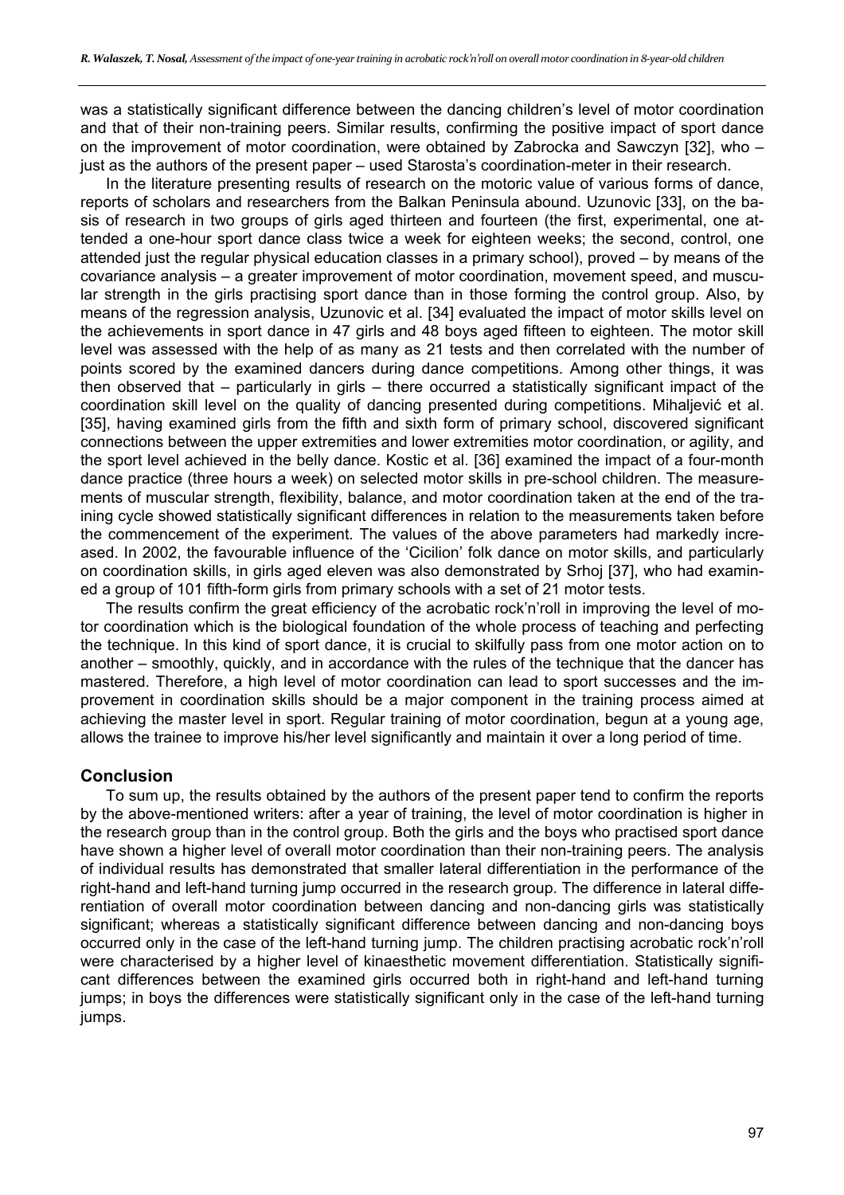was a statistically significant difference between the dancing children's level of motor coordination and that of their non-training peers. Similar results, confirming the positive impact of sport dance on the improvement of motor coordination, were obtained by Zabrocka and Sawczyn [32], who – just as the authors of the present paper – used Starosta's coordination-meter in their research.

In the literature presenting results of research on the motoric value of various forms of dance, reports of scholars and researchers from the Balkan Peninsula abound. Uzunovic [33], on the basis of research in two groups of girls aged thirteen and fourteen (the first, experimental, one attended a one-hour sport dance class twice a week for eighteen weeks; the second, control, one attended just the regular physical education classes in a primary school), proved – by means of the covariance analysis – a greater improvement of motor coordination, movement speed, and muscular strength in the girls practising sport dance than in those forming the control group. Also, by means of the regression analysis, Uzunovic et al. [34] evaluated the impact of motor skills level on the achievements in sport dance in 47 girls and 48 boys aged fifteen to eighteen. The motor skill level was assessed with the help of as many as 21 tests and then correlated with the number of points scored by the examined dancers during dance competitions. Among other things, it was then observed that – particularly in girls – there occurred a statistically significant impact of the coordination skill level on the quality of dancing presented during competitions. Mihaljević et al. [35], having examined girls from the fifth and sixth form of primary school, discovered significant connections between the upper extremities and lower extremities motor coordination, or agility, and the sport level achieved in the belly dance. Kostic et al. [36] examined the impact of a four-month dance practice (three hours a week) on selected motor skills in pre-school children. The measurements of muscular strength, flexibility, balance, and motor coordination taken at the end of the training cycle showed statistically significant differences in relation to the measurements taken before the commencement of the experiment. The values of the above parameters had markedly increased. In 2002, the favourable influence of the 'Cicilion' folk dance on motor skills, and particularly on coordination skills, in girls aged eleven was also demonstrated by Srhoj [37], who had examined a group of 101 fifth-form girls from primary schools with a set of 21 motor tests.

The results confirm the great efficiency of the acrobatic rock'n'roll in improving the level of motor coordination which is the biological foundation of the whole process of teaching and perfecting the technique. In this kind of sport dance, it is crucial to skilfully pass from one motor action on to another – smoothly, quickly, and in accordance with the rules of the technique that the dancer has mastered. Therefore, a high level of motor coordination can lead to sport successes and the improvement in coordination skills should be a major component in the training process aimed at achieving the master level in sport. Regular training of motor coordination, begun at a young age, allows the trainee to improve his/her level significantly and maintain it over a long period of time.

## Conclusion

To sum up, the results obtained by the authors of the present paper tend to confirm the reports by the above-mentioned writers: after a year of training, the level of motor coordination is higher in the research group than in the control group. Both the girls and the boys who practised sport dance have shown a higher level of overall motor coordination than their non-training peers. The analysis of individual results has demonstrated that smaller lateral differentiation in the performance of the right-hand and left-hand turning jump occurred in the research group. The difference in lateral differentiation of overall motor coordination between dancing and non-dancing girls was statistically significant; whereas a statistically significant difference between dancing and non-dancing boys occurred only in the case of the left-hand turning jump. The children practising acrobatic rock'n'roll were characterised by a higher level of kinaesthetic movement differentiation. Statistically significant differences between the examined girls occurred both in right-hand and left-hand turning jumps; in boys the differences were statistically significant only in the case of the left-hand turning jumps.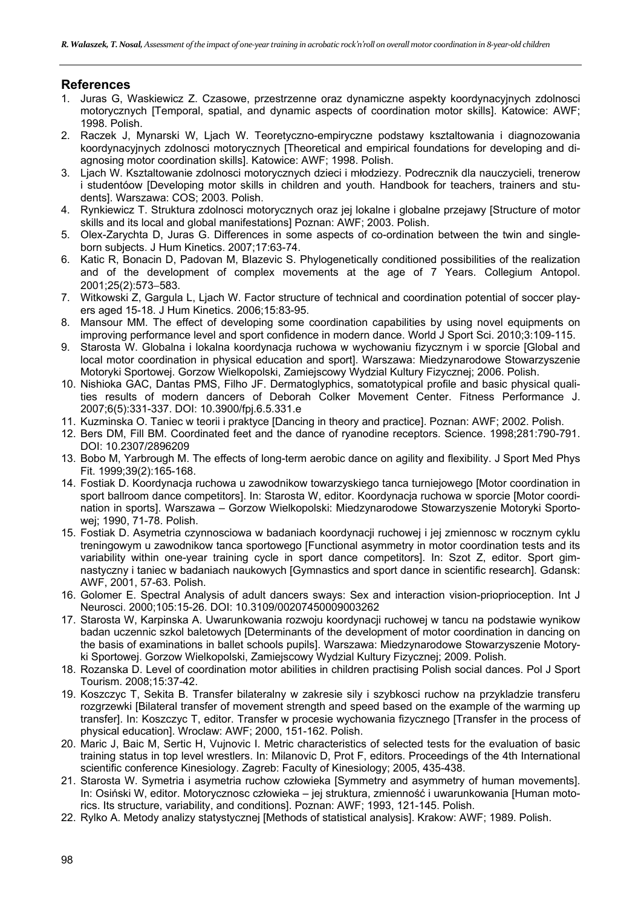## References

1. Juras G, Waskiewicz Z. Czasowe, przestrzenne oraz dynamiczne aspekty koordynacyjnych zdolnosci motorycznych [Temporal, spatial, and dynamic aspects of coordination motor skills]. Katowice: AWF; 1998. Polish.
2. Raczek J, Mynarski W, Ljach W. Teoretyczno-empiryczne podstawy ksztaltowania i diagnozowania koordynacyjnych zdolnosci motorycznych [Theoretical and empirical foundations for developing and diagnosing motor coordination skills]. Katowice: AWF; 1998. Polish.
3. Ljach W. Ksztaltowanie zdolnosci motorycznych dzieci i młodziezy. Podrecznik dla nauczycieli, trenerow i studentóow [Developing motor skills in children and youth. Handbook for teachers, trainers and students]. Warszawa: COS; 2003. Polish.
4. Rynkiewicz T. Struktura zdolnosci motorycznych oraz jej lokalne i globalne przejawy [Structure of motor skills and its local and global manifestations] Poznan: AWF; 2003. Polish.
5. Olex-Zarychta D, Juras G. Differences in some aspects of co-ordination between the twin and single-born subjects. J Hum Kinetics. 2007;17:63-74.
6. Katic R, Bonacin D, Padovan M, Blazevic S. Phylogenetically conditioned possibilities of the realization and of the development of complex movements at the age of 7 Years. Collegium Antopol. 2001;25(2):573–583.
7. Witkowski Z, Gargula L, Ljach W. Factor structure of technical and coordination potential of soccer players aged 15-18. J Hum Kinetics. 2006;15:83-95.
8. Mansour MM. The effect of developing some coordination capabilities by using novel equipments on improving performance level and sport confidence in modern dance. World J Sport Sci. 2010;3:109-115.
9. Starosta W. Globalna i lokalna koordynacja ruchowa w wychowaniu fizycznym i w sporcie [Global and local motor coordination in physical education and sport]. Warszawa: Miedzynarodowe Stowarzyszenie Motoryki Sportowej. Gorzow Wielkopolski, Zamiejscowy Wydzial Kultury Fizycznej; 2006. Polish.
10. Nishioka GAC, Dantas PMS, Filho JF. Dermatoglyphics, somatotypical profile and basic physical qualities results of modern dancers of Deborah Colker Movement Center. Fitness Performance J. 2007;6(5):331-337. DOI: 10.3900/fpj.6.5.331.e
11. Kuzminska O. Taniec w teorii i praktyce [Dancing in theory and practice]. Poznan: AWF; 2002. Polish.
12. Bers DM, Fill BM. Coordinated feet and the dance of ryanodine receptors. Science. 1998;281:790-791. DOI: 10.2307/2896209
13. Bobo M, Yarbrough M. The effects of long-term aerobic dance on agility and flexibility. J Sport Med Phys Fit. 1999;39(2):165-168.
14. Fostiak D. Koordynacja ruchowa u zawodnikow towarzyskiego tanca turniejowego [Motor coordination in sport ballroom dance competitors]. In: Starosta W, editor. Koordynacja ruchowa w sporcie [Motor coordination in sports]. Warszawa – Gorzow Wielkopolski: Miedzynarodowe Stowarzyszenie Motoryki Sportowej; 1990, 71-78. Polish.
15. Fostiak D. Asymetria czynnosciowa w badaniach koordynacji ruchowej i jej zmiennosc w rocznym cyklu treningowym u zawodnikow tanca sportowego [Functional asymmetry in motor coordination tests and its variability within one-year training cycle in sport dance competitors]. In: Szot Z, editor. Sport gimnastyczny i taniec w badaniach naukowych [Gymnastics and sport dance in scientific research]. Gdansk: AWF, 2001, 57-63. Polish.
16. Golomer E. Spectral Analysis of adult dancers sways: Sex and interaction vision-priopriocеption. Int J Neurosci. 2000;105:15-26. DOI: 10.3109/00207450009003262
17. Starosta W, Karpinska A. Uwarunkowania rozwoju koordynacji ruchowej w tancu na podstawie wynikow badan uczennic szkol baletowych [Determinants of the development of motor coordination in dancing on the basis of examinations in ballet schools pupils]. Warszawa: Miedzynarodowe Stowarzyszenie Motoryki Sportowej. Gorzow Wielkopolski, Zamiejscowy Wydzial Kultury Fizycznej; 2009. Polish.
18. Rozanska D. Level of coordination motor abilities in children practising Polish social dances. Pol J Sport Tourism. 2008;15:37-42.
19. Koszczyc T, Sekita B. Transfer bilateralny w zakresie sily i szybkosci ruchow na przykladzie transferu rozgrzewki [Bilateral transfer of movement strength and speed based on the example of the warming up transfer]. In: Koszczyc T, editor. Transfer w procesie wychowania fizycznego [Transfer in the process of physical education]. Wroclaw: AWF; 2000, 151-162. Polish.
20. Maric J, Baic M, Sertic H, Vujnovic I. Metric characteristics of selected tests for the evaluation of basic training status in top level wrestlers. In: Milanovic D, Prot F, editors. Proceedings of the 4th International scientific conference Kinesiology. Zagreb: Faculty of Kinesiology; 2005, 435-438.
21. Starosta W. Symetria i asymetria ruchow człowieka [Symmetry and asymmetry of human movements]. In: Osiński W, editor. Motorycznosc człowieka – jej struktura, zmienność i uwarunkowania [Human motorics. Its structure, variability, and conditions]. Poznan: AWF; 1993, 121-145. Polish.
22. Rylko A. Metody analizy statystycznej [Methods of statistical analysis]. Krakow: AWF; 1989. Polish.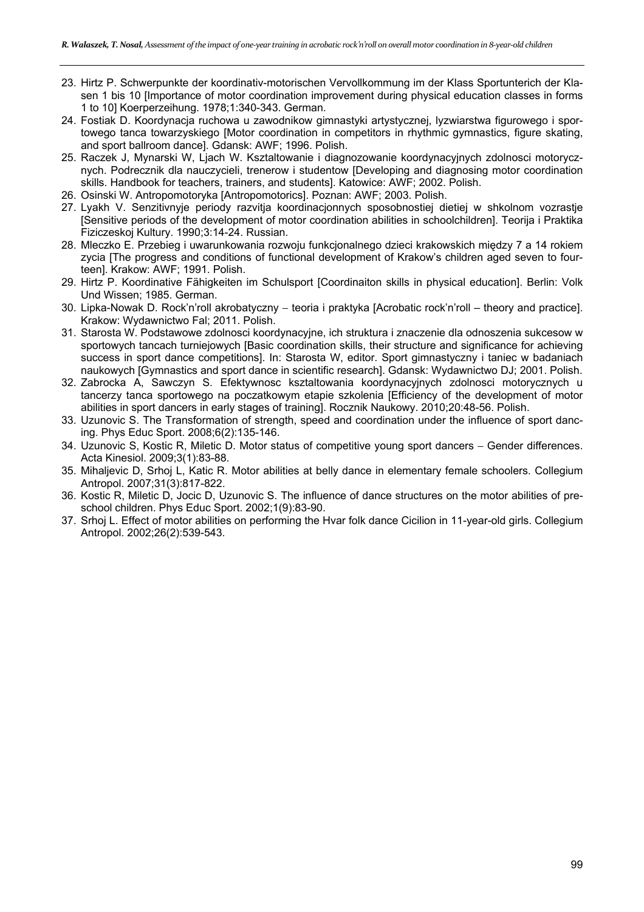23. Hirtz P. Schwerpunkte der koordinativ-motorischen Vervollkommung im der Klass Sportunterich der Klasen 1 bis 10 [Importance of motor coordination improvement during physical education classes in forms 1 to 10] Koerperzeihung. 1978;1:340-343. German.
24. Fostiak D. Koordynacja ruchowa u zawodnikow gimnastyki artystycznej, lyzwiarstwa figurowego i sportowego tanca towarzyskiego [Motor coordination in competitors in rhythmic gymnastics, figure skating, and sport ballroom dance]. Gdansk: AWF; 1996. Polish.
25. Raczek J, Mynarski W, Ljach W. Ksztaltowanie i diagnozowanie koordynacyjnych zdolnosci motorycznych. Podrecznik dla nauczycieli, trenerow i studentow [Developing and diagnosing motor coordination skills. Handbook for teachers, trainers, and students]. Katowice: AWF; 2002. Polish.
26. Osinski W. Antropomotoryka [Antropomotorics]. Poznan: AWF; 2003. Polish.
27. Lyakh V. Senzitivnyje periody razvitja koordinacjonnych sposobnostiej dietiej w shkolnom vozrastje [Sensitive periods of the development of motor coordination abilities in schoolchildren]. Teorija i Praktika Fiziczeskoj Kultury. 1990;3:14-24. Russian.
28. Mleczko E. Przebieg i uwarunkowania rozwoju funkcjonalnego dzieci krakowskich między 7 a 14 rokiem zycia [The progress and conditions of functional development of Krakow's children aged seven to fourteen]. Krakow: AWF; 1991. Polish.
29. Hirtz P. Koordinative Fähigkeiten im Schulsport [Coordinaiton skills in physical education]. Berlin: Volk Und Wissen; 1985. German.
30. Lipka-Nowak D. Rock'n'roll akrobatyczny – teoria i praktyka [Acrobatic rock'n'roll – theory and practice]. Krakow: Wydawnictwo Fal; 2011. Polish.
31. Starosta W. Podstawowe zdolnosci koordynacyjne, ich struktura i znaczenie dla odnoszenia sukcesow w sportowych tancach turniejowych [Basic coordination skills, their structure and significance for achieving success in sport dance competitions]. In: Starosta W, editor. Sport gimnastyczny i taniec w badaniach naukowych [Gymnastics and sport dance in scientific research]. Gdansk: Wydawnictwo DJ; 2001. Polish.
32. Zabrocka A, Sawczyn S. Efektywnosc ksztaltowania koordynacyjnych zdolnosci motorycznych u tancerzy tanca sportowego na poczatkowym etapie szkolenia [Efficiency of the development of motor abilities in sport dancers in early stages of training]. Rocznik Naukowy. 2010;20:48-56. Polish.
33. Uzunovic S. The Transformation of strength, speed and coordination under the influence of sport dancing. Phys Educ Sport. 2008;6(2):135-146.
34. Uzunovic S, Kostic R, Miletic D. Motor status of competitive young sport dancers – Gender differences. Acta Kinesiol. 2009;3(1):83-88.
35. Mihaljevic D, Srhoj L, Katic R. Motor abilities at belly dance in elementary female schoolers. Collegium Antropol. 2007;31(3):817-822.
36. Kostic R, Miletic D, Jocic D, Uzunovic S. The influence of dance structures on the motor abilities of preschool children. Phys Educ Sport. 2002;1(9):83-90.
37. Srhoj L. Effect of motor abilities on performing the Hvar folk dance Cicilion in 11-year-old girls. Collegium Antropol. 2002;26(2):539-543.